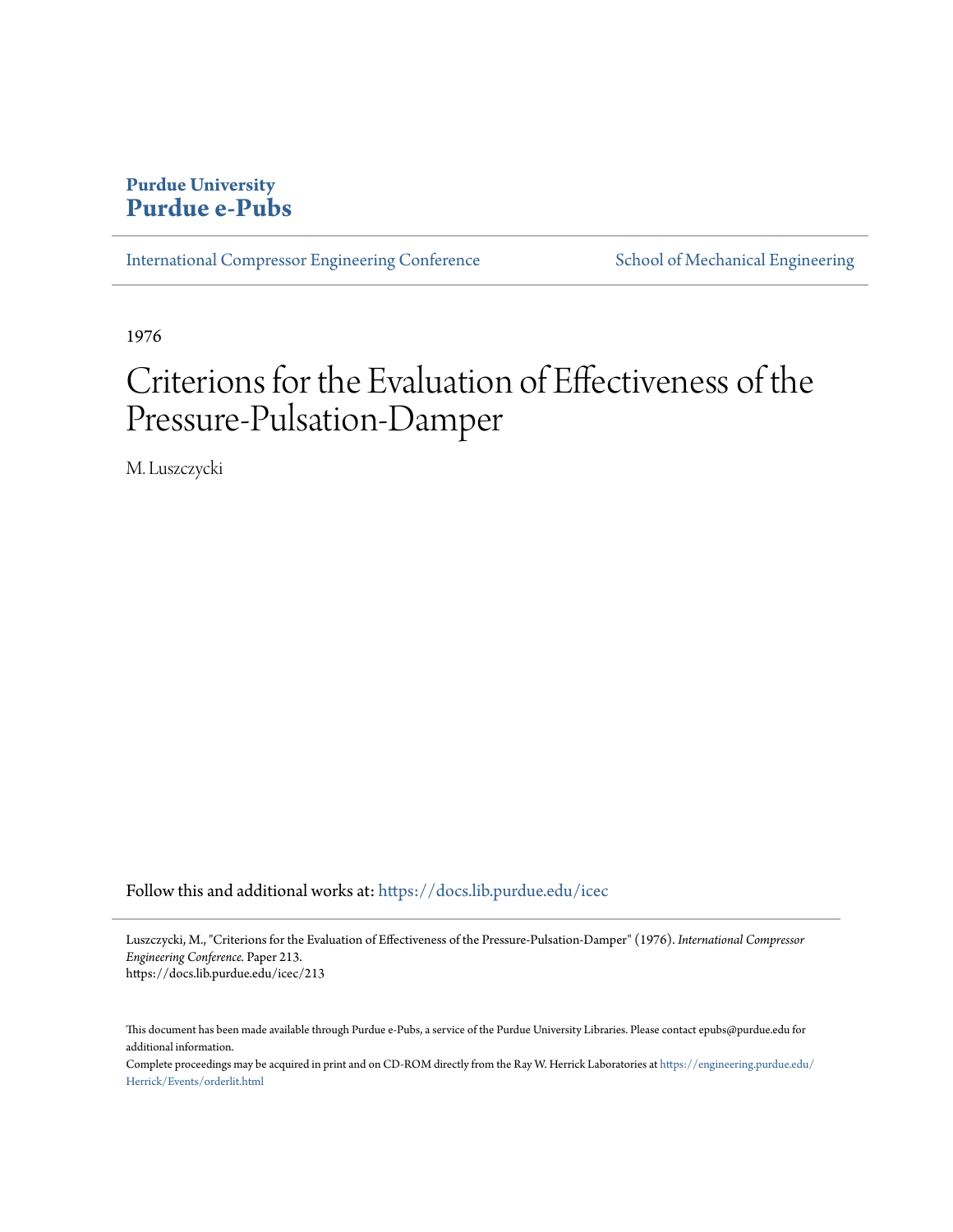**Purdue University**
**Purdue e-Pubs**

International Compressor Engineering Conference | School of Mechanical Engineering

1976

# Criterions for the Evaluation of Effectiveness of the Pressure-Pulsation-Damper

M. Luszczycki

Follow this and additional works at: https://docs.lib.purdue.edu/icec

Luszczycki, M., "Criterions for the Evaluation of Effectiveness of the Pressure-Pulsation-Damper" (1976). *International Compressor Engineering Conference*. Paper 213.
https://docs.lib.purdue.edu/icec/213

This document has been made available through Purdue e-Pubs, a service of the Purdue University Libraries. Please contact epubs@purdue.edu for additional information.

Complete proceedings may be acquired in print and on CD-ROM directly from the Ray W. Herrick Laboratories at https://engineering.purdue.edu/Herrick/Events/orderlit.html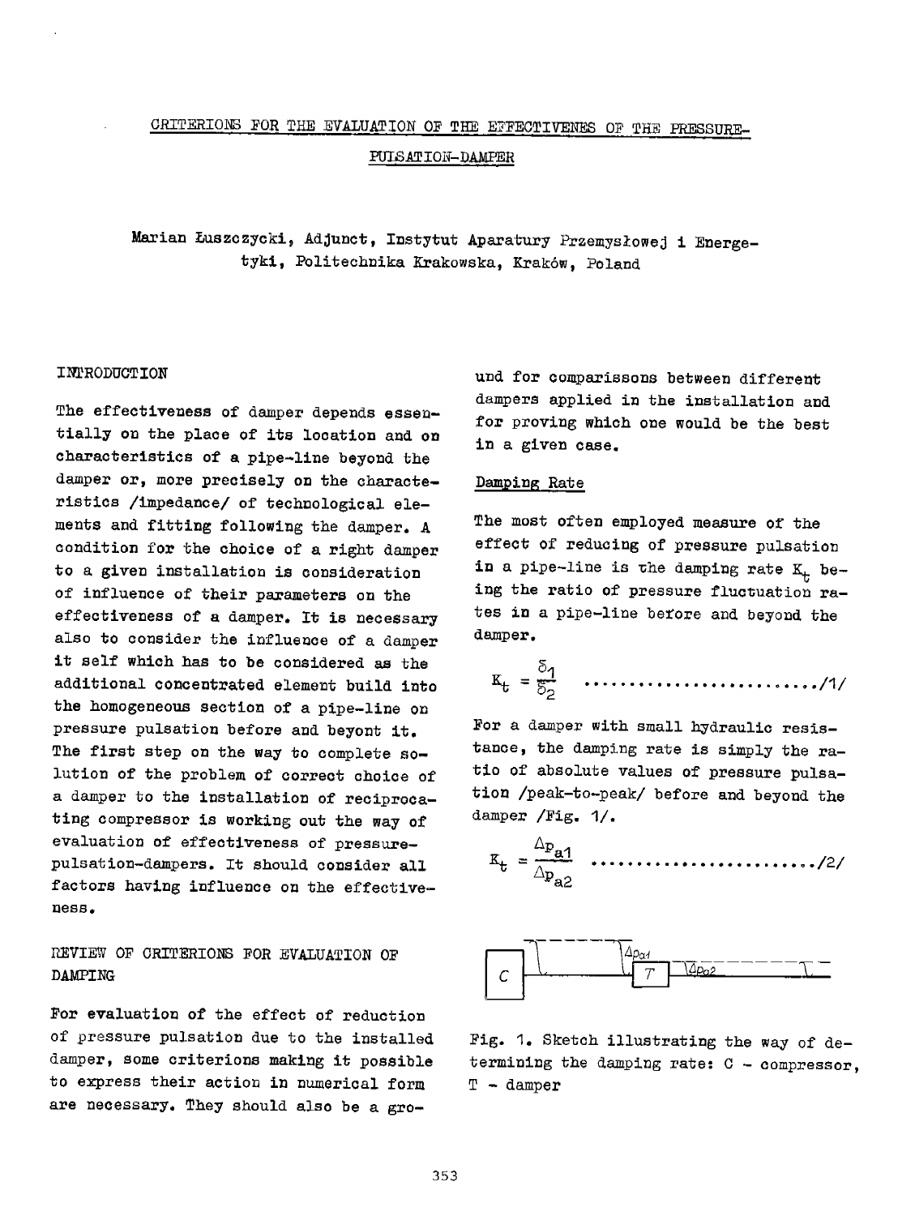CRITERIONS FOR THE EVALUATION OF THE EFFECTIVENES OF THE PRESSURE-PULSATION-DAMPER

Marian Łuszczycki, Adjunct, Instytut Aparatury Przemysłowej i Energetyki, Politechnika Krakowska, Kraków, Poland

## INTRODUCTION

The effectiveness of damper depends essentially on the place of its location and on characteristics of a pipe-line beyond the damper or, more precisely on the characteristics /impedance/ of technological elements and fitting following the damper. A condition for the choice of a right damper to a given installation is consideration of influence of their parameters on the effectiveness of a damper. It is necessary also to consider the influence of a damper it self which has to be considered as the additional concentrated element build into the homogeneous section of a pipe-line on pressure pulsation before and beyont it. The first step on the way to complete solution of the problem of correct choice of a damper to the installation of reciprocating compressor is working out the way of evaluation of effectiveness of pressure-pulsation-dampers. It should consider all factors having influence on the effectiveness.

## REVIEW OF CRITERIONS FOR EVALUATION OF DAMPING

For evaluation of the effect of reduction of pressure pulsation due to the installed damper, some criterions making it possible to express their action in numerical form are necessary. They should also be a ground for comparissons between different dampers applied in the installation and for proving which one would be the best in a given case.

### Damping Rate

The most often employed measure of the effect of reducing of pressure pulsation in a pipe-line is the damping rate $K_t$ being the ratio of pressure fluctuation rates in a pipe-line before and beyond the damper.

$$K_t = \frac{\delta_1}{\delta_2} \qquad /1/$$

For a damper with small hydraulic resistance, the damping rate is simply the ratio of absolute values of pressure pulsation /peak-to-peak/ before and beyond the damper /Fig. 1/.

$$K_t = \frac{\Delta p_{a1}}{\Delta p_{a2}} \qquad /2/$$

Fig. 1. Sketch illustrating the way of determining the damping rate: C – compressor, T – damper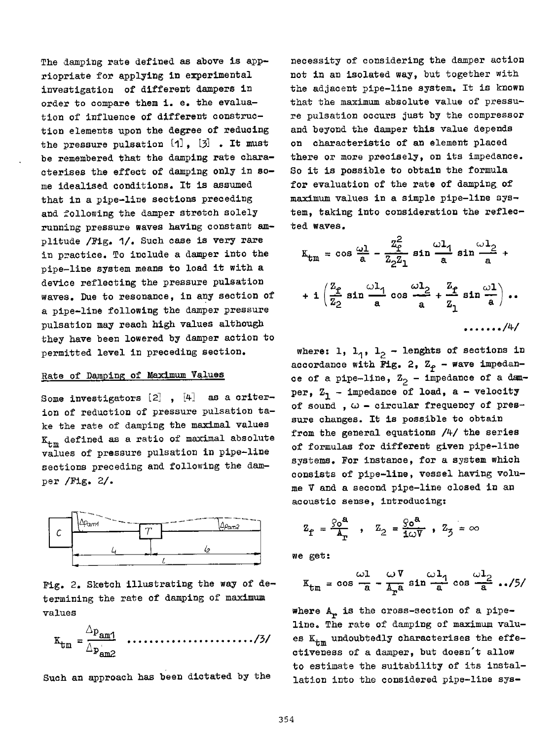The damping rate defined as above is appriopriate for applying in experimental investigation of different dampers in order to compare them i. e. the evaluation of influence of different construction elements upon the degree of reducing the pressure pulsation [1], [3] . It must be remembered that the damping rate characterises the effect of damping only in some idealised conditions. It is assumed that in a pipe-line sections preceding and following the damper stretch solely running pressure waves having constant amplitude /Fig. 1/. Such case is very rare in practice. To include a damper into the pipe-line system means to load it with a device reflecting the pressure pulsation waves. Due to resonance, in any section of a pipe-line following the damper pressure pulsation may reach high values although they have been lowered by damper action to permitted level in preceding section.

## Rate of Damping of Maximum Values

Some investigators [2] , [4] as a criterion of reduction of pressure pulsation take the rate of damping the maximal values $K_{tm}$ defined as a ratio of maximal absolute values of pressure pulsation in pipe-line sections preceding and following the damper /Fig. 2/.

Fig. 2. Sketch illustrating the way of determining the rate of damping of maximum values

$$K_{tm} = \frac{\Delta p_{am1}}{\Delta p_{am2}} \quad \ldots\ldots\ldots\ldots\ldots\ldots\ldots\ldots /3/$$

Such an approach has been dictated by the necessity of considering the damper action not in an isolated way, but together with the adjacent pipe-line system. It is known that the maximum absolute value of pressure pulsation occurs just by the compressor and beyond the damper this value depends on characteristic of an element placed there or more precisely, on its impedance. So it is possible to obtain the formula for evaluation of the rate of damping of maximum values in a simple pipe-line system, taking into consideration the reflected waves.

$$K_{tm} = \cos\frac{\omega l}{a} - \frac{Z_f^2}{Z_2 Z_1}\sin\frac{\omega l_1}{a}\sin\frac{\omega l_2}{a} + i\left(\frac{Z_f}{Z_2}\sin\frac{\omega l_1}{a}\cos\frac{\omega l_2}{a} + \frac{Z_f}{Z_1}\sin\frac{\omega l}{a}\right) \quad \ldots\ldots /4/$$

where: $l$, $l_1$, $l_2$ - lenghts of sections in accordance with Fig. 2, $Z_f$ - wave impedance of a pipe-line, $Z_2$ - impedance of a damper, $Z_1$ - impedance of load, $a$ - velocity of sound , $\omega$ - circular frequency of pressure changes. It is possible to obtain from the general equations /4/ the series of formulas for different given pipe-line systems. For instance, for a system which consists of pipe-line, vessel having volume $V$ and a second pipe-line closed in an acoustic sense, introducing:

$$Z_f = \frac{\varrho_o a}{A_r}\ , \quad Z_2 = \frac{\varrho_o a}{i\omega V}\ , \quad Z_3 = \infty$$

we get:

$$K_{tm} = \cos\frac{\omega l}{a} - \frac{\omega V}{A_r a}\sin\frac{\omega l_1}{a}\cos\frac{\omega l_2}{a} \quad ../5/$$

where $A_r$ is the cross-section of a pipe-line. The rate of damping of maximum values $K_{tm}$ undoubtedly characterises the effectiveness of a damper, but doesn't allow to estimate the suitability of its installation into the considered pipe-line sys-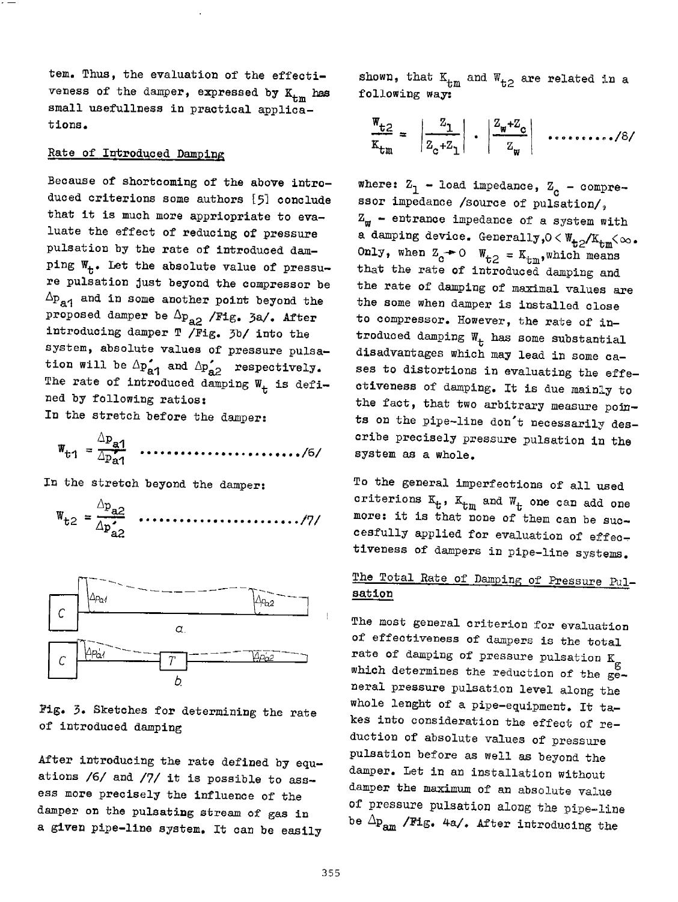tem. Thus, the evaluation of the effectiveness of the damper, expressed by $K_{tm}$ has small usefullness in practical applications.

## Rate of Introduced Damping

Because of shortcoming of the above introduced criterions some authors [5] conclude that it is much more appriopriate to evaluate the effect of reducing of pressure pulsation by the rate of introduced damping $W_t$. Let the absolute value of pressure pulsation just beyond the compressor be $\Delta p_{a1}$ and in some another point beyond the proposed damper be $\Delta p_{a2}$ /Fig. 3a/. After introducing damper T /Fig. 3b/ into the system, absolute values of pressure pulsation will be $\Delta p'_{a1}$ and $\Delta p'_{a2}$ respectively. The rate of introduced damping $W_t$ is defined by following ratios:

In the stretch before the damper:

$$W_{t1} = \frac{\Delta p_{a1}}{\Delta p'_{a1}} \qquad /6/$$

In the stretch beyond the damper:

$$W_{t2} = \frac{\Delta p_{a2}}{\Delta p'_{a2}} \qquad /7/$$

Fig. 3. Sketches for determining the rate of introduced damping

After introducing the rate defined by equations /6/ and /7/ it is possible to assess more precisely the influence of the damper on the pulsating stream of gas in a given pipe-line system. It can be easily shown, that $K_{tm}$ and $W_{t2}$ are related in a following way:

$$\frac{W_{t2}}{K_{tm}} = \left|\frac{Z_1}{Z_c+Z_1}\right| \cdot \left|\frac{Z_w+Z_c}{Z_w}\right| \qquad /8/$$

where: $Z_1$ - load impedance, $Z_c$ - compressor impedance /source of pulsation/, $Z_w$ - entrance impedance of a system with a damping device. Generally, $0 < W_{t2}/K_{tm} < \infty$. Only, when $Z_c \to 0$ $W_{t2} = K_{tm}$, which means that the rate of introduced damping and the rate of damping of maximal values are the some when damper is installed close to compressor. However, the rate of introduced damping $W_t$ has some substantial disadvantages which may lead in some cases to distortions in evaluating the effectiveness of damping. It is due mainly to the fact, that two arbitrary measure points on the pipe-line don't necessarily describe precisely pressure pulsation in the system as a whole.

To the general imperfections of all used criterions $K_t$, $K_{tm}$ and $W_t$ one can add one more: it is that none of them can be succesfully applied for evaluation of effectiveness of dampers in pipe-line systems.

## The Total Rate of Damping of Pressure Pulsation

The most general criterion for evaluation of effectiveness of dampers is the total rate of damping of pressure pulsation $K_g$ which determines the reduction of the general pressure pulsation level along the whole lenght of a pipe-equipment. It takes into consideration the effect of reduction of absolute values of pressure pulsation before as well as beyond the damper. Let in an installation without damper the maximum of an absolute value of pressure pulsation along the pipe-line be $\Delta p_{am}$ /Fig. 4a/. After introducing the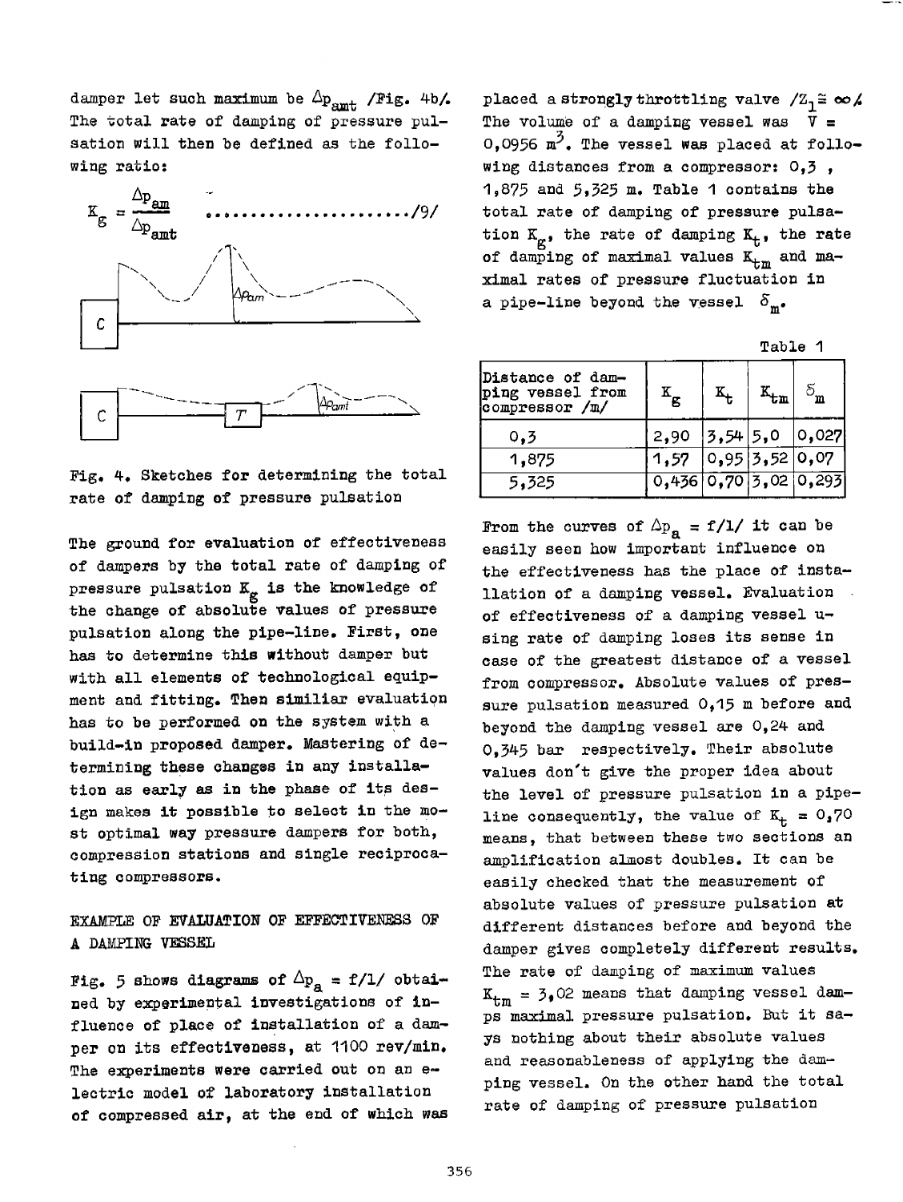damper let such maximum be $\Delta p_{amt}$ /Fig. 4b/. The total rate of damping of pressure pulsation will then be defined as the following ratio:

$$K_g = \frac{\Delta p_{am}}{\Delta p_{amt}} \qquad /9/$$

Fig. 4. Sketches for determining the total rate of damping of pressure pulsation

The ground for evaluation of effectiveness of dampers by the total rate of damping of pressure pulsation $K_g$ is the knowledge of the change of absolute values of pressure pulsation along the pipe-line. First, one has to determine this without damper but with all elements of technological equipment and fitting. Then similiar evaluation has to be performed on the system with a build-in proposed damper. Mastering of determining these changes in any installation as early as in the phase of its design makes it possible to select in the most optimal way pressure dampers for both, compression stations and single reciprocating compressors.

## EXAMPLE OF EVALUATION OF EFFECTIVENESS OF A DAMPING VESSEL

Fig. 5 shows diagrams of $\Delta p_a = f/l/$ obtained by experimental investigations of influence of place of installation of a damper on its effectiveness, at 1100 rev/min. The experiments were carried out on an electric model of laboratory installation of compressed air, at the end of which was placed a strongly throttling valve /$Z_1 \cong \infty$/. The volume of a damping vessel was $V = 0{,}0956$ m$^3$. The vessel was placed at following distances from a compressor: 0,3 , 1,875 and 5,325 m. Table 1 contains the total rate of damping of pressure pulsation $K_g$, the rate of damping $K_t$, the rate of damping of maximal values $K_{tm}$ and maximal rates of pressure fluctuation in a pipe-line beyond the vessel $\delta_m$.

Table 1

| Distance of damping vessel from compressor /m/ | $K_g$ | $K_t$ | $K_{tm}$ | $\delta_m$ |
|---|---|---|---|---|
| 0,3 | 2,90 | 3,54 | 5,0 | 0,027 |
| 1,875 | 1,57 | 0,95 | 3,52 | 0,07 |
| 5,325 | 0,436 | 0,70 | 3,02 | 0,293 |

From the curves of $\Delta p_a = f/l/$ it can be easily seen how important influence on the effectiveness has the place of installation of a damping vessel. Evaluation of effectiveness of a damping vessel using rate of damping loses its sense in case of the greatest distance of a vessel from compressor. Absolute values of pressure pulsation measured 0,15 m before and beyond the damping vessel are 0,24 and 0,345 bar respectively. Their absolute values don't give the proper idea about the level of pressure pulsation in a pipeline consequently, the value of $K_t = 0{,}70$ means, that between these two sections an amplification almost doubles. It can be easily checked that the measurement of absolute values of pressure pulsation at different distances before and beyond the damper gives completely different results. The rate of damping of maximum values $K_{tm} = 3{,}02$ means that damping vessel damps maximal pressure pulsation. But it says nothing about their absolute values and reasonableness of applying the damping vessel. On the other hand the total rate of damping of pressure pulsation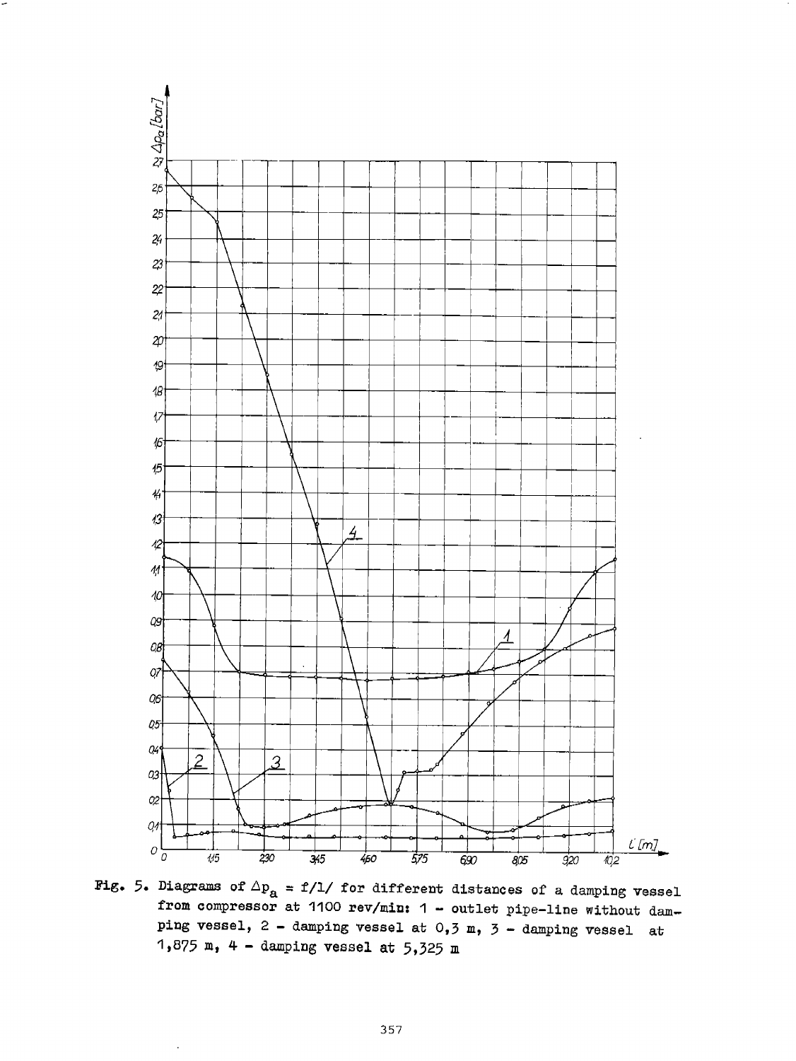Fig. 5. Diagrams of $\Delta p_a = f/l/$ for different distances of a damping vessel from compressor at 1100 rev/min: 1 - outlet pipe-line without damping vessel, 2 - damping vessel at 0,3 m, 3 - damping vessel at 1,875 m, 4 - damping vessel at 5,325 m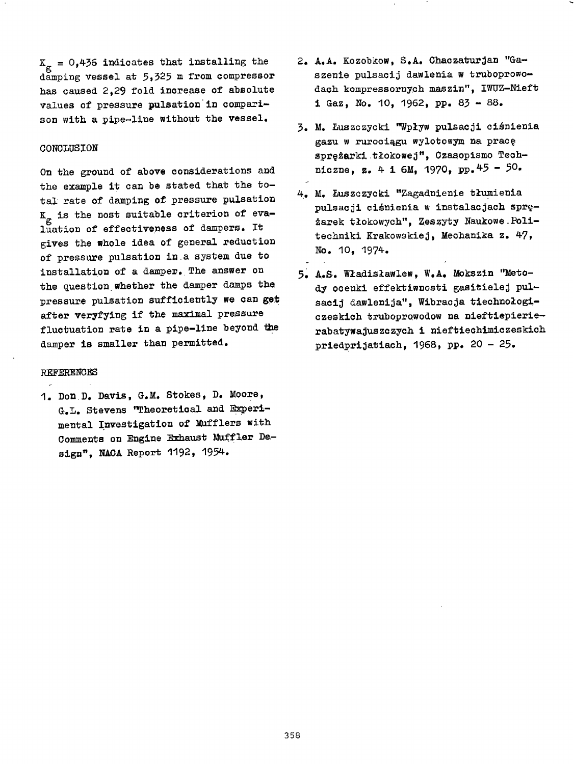$K_g = 0{,}436$ indicates that installing the damping vessel at 5,325 m from compressor has caused 2,29 fold increase of absolute values of pressure pulsation in comparison with a pipe-line without the vessel.

## CONCLUSION

On the ground of above considerations and the example it can be stated that the total rate of damping of pressure pulsation $K_g$ is the most suitable criterion of evaluation of effectiveness of dampers. It gives the whole idea of general reduction of pressure pulsation in a system due to installation of a damper. The answer on the question whether the damper damps the pressure pulsation sufficiently we can get after veryfying if the maximal pressure fluctuation rate in a pipe-line beyond the damper is smaller than permitted.

## REFERENCES

1. Don D. Davis, G.M. Stokes, D. Moore, G.L. Stevens "Theoretical and Experimental Investigation of Mufflers with Comments on Engine Exhaust Muffler Design", NACA Report 1192, 1954.
2. A.A. Kozobkow, S.A. Chaczaturjan "Gaszenie pulsacij dawlenia w truboprowodach kompressornych maszin", IWUZ-Nieft i Gaz, No. 10, 1962, pp. 83 - 88.
3. M. Łuszczycki "Wpływ pulsacji ciśnienia gazu w rurociągu wylotowym na pracę sprężarki tłokowej", Czasopismo Techniczne, z. 4 i 6M, 1970, pp. 45 - 50.
4. M. Łuszczycki "Zagadnienie tłumienia pulsacji ciśnienia w instalacjach sprężarek tłokowych", Zeszyty Naukowe Politechniki Krakowskiej, Mechanika z. 47, No. 10, 1974.
5. A.S. Władisławlew, W.A. Mokszin "Metody ocenki effektiwnosti gasitielej pulsacij dawlenija", Wibracja tiechnołogiczeskich truboprowodow na nieftiepierierabatywajuszczych i nieftiechimiczeskich priedprijatiach, 1968, pp. 20 - 25.